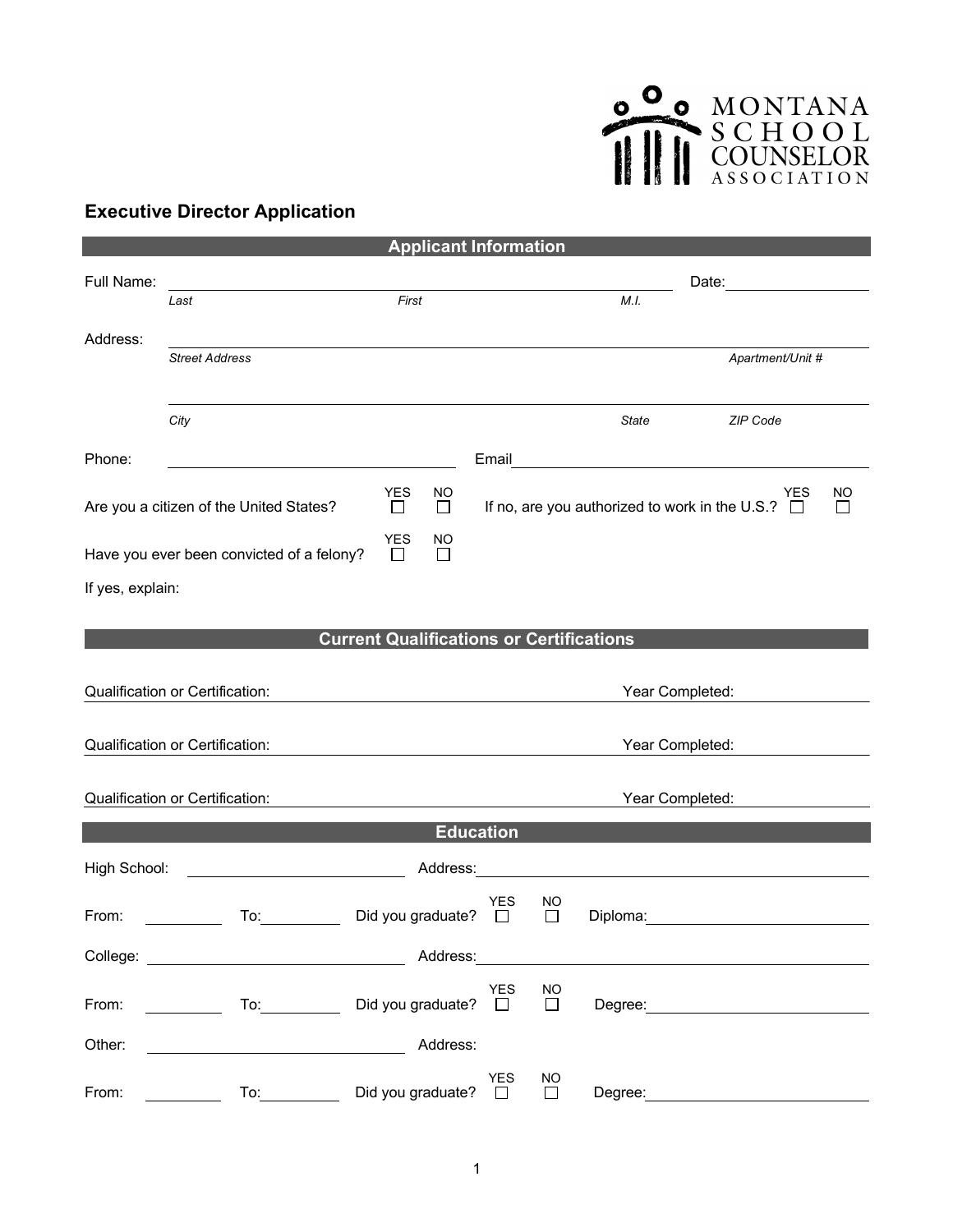MONTANA SCHOOL COUNSELOR ASSOCIATION

## Executive Director Application

### Applicant Information

Full Name: ______________________________________________ Date: ______________

*Last* *First* *M.I.*

Address: ______________________________________________________________

*Street Address* *Apartment/Unit #*

______________________________________________________________

*City* *State* *ZIP Code*

Phone: ________________________ Email ________________________________

Are you a citizen of the United States? YES ☐ NO ☐ If no, are you authorized to work in the U.S.? YES ☐ NO ☐

Have you ever been convicted of a felony? YES ☐ NO ☐

If yes, explain:

### Current Qualifications or Certifications

Qualification or Certification: ________________________________ Year Completed: ____________

Qualification or Certification: ________________________________ Year Completed: ____________

Qualification or Certification: ________________________________ Year Completed: ____________

### Education

High School: ____________________ Address: ________________________________

From: ________ To: ________ Did you graduate? YES ☐ NO ☐ Diploma: ____________________

College: ____________________ Address: ________________________________

From: ________ To: ________ Did you graduate? YES ☐ NO ☐ Degree: ____________________

Other: ____________________ Address:

From: ________ To: ________ Did you graduate? YES ☐ NO ☐ Degree: ____________________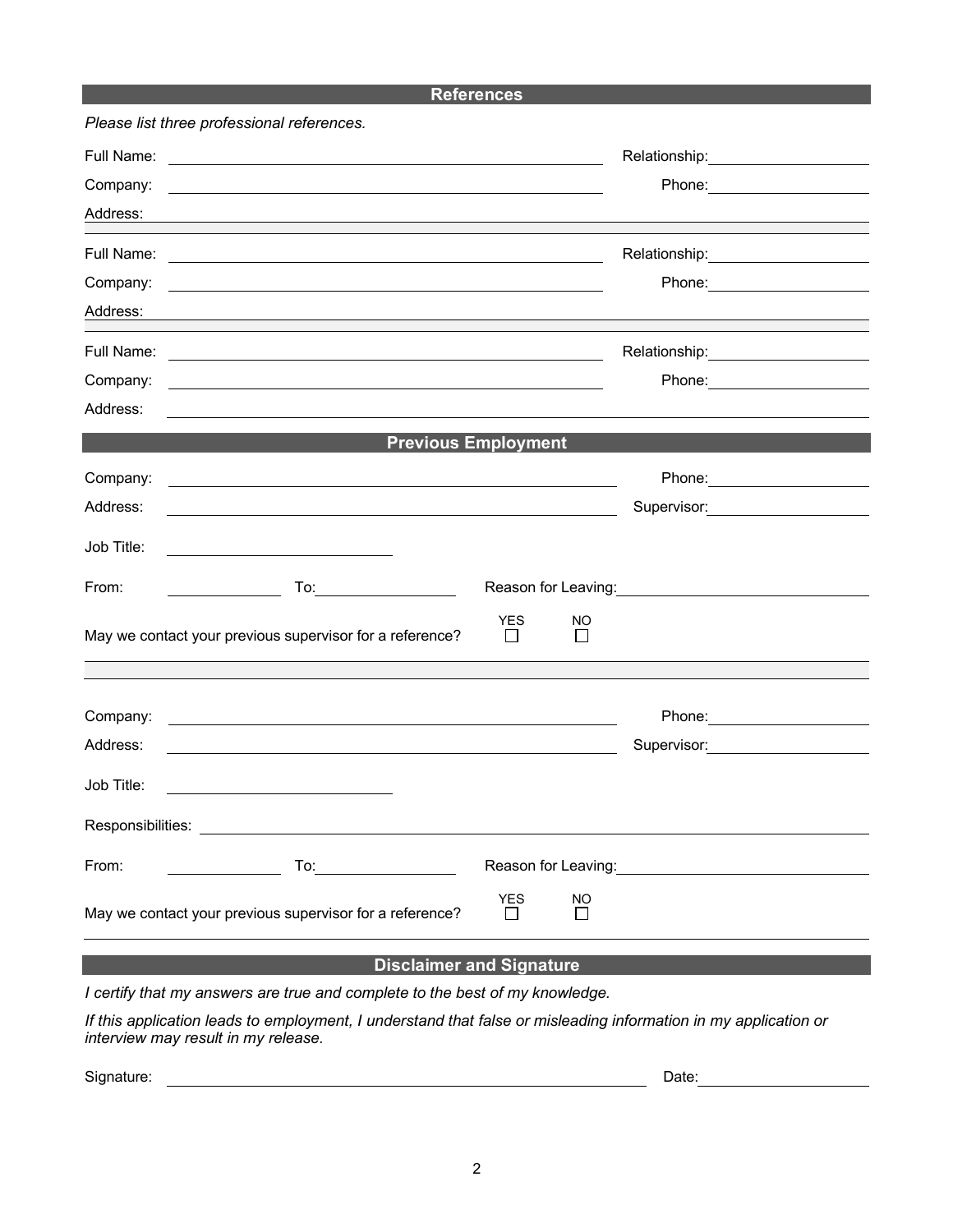## References

*Please list three professional references.*

Full Name: ______________________ Relationship: ______________________

Company: ______________________ Phone: ______________________

Address: ______________________

Full Name: ______________________ Relationship: ______________________

Company: ______________________ Phone: ______________________

Address: ______________________

Full Name: ______________________ Relationship: ______________________

Company: ______________________ Phone: ______________________

Address: ______________________

## Previous Employment

Company: ______________________ Phone: ______________________

Address: ______________________ Supervisor: ______________________

Job Title: ______________________

From: __________ To: __________ Reason for Leaving: ______________________

May we contact your previous supervisor for a reference? YES ☐ NO ☐

Company: ______________________ Phone: ______________________

Address: ______________________ Supervisor: ______________________

Job Title: ______________________

Responsibilities: ______________________

From: __________ To: __________ Reason for Leaving: ______________________

May we contact your previous supervisor for a reference? YES ☐ NO ☐

## Disclaimer and Signature

*I certify that my answers are true and complete to the best of my knowledge.*

*If this application leads to employment, I understand that false or misleading information in my application or interview may result in my release.*

Signature: ______________________ Date: ______________________